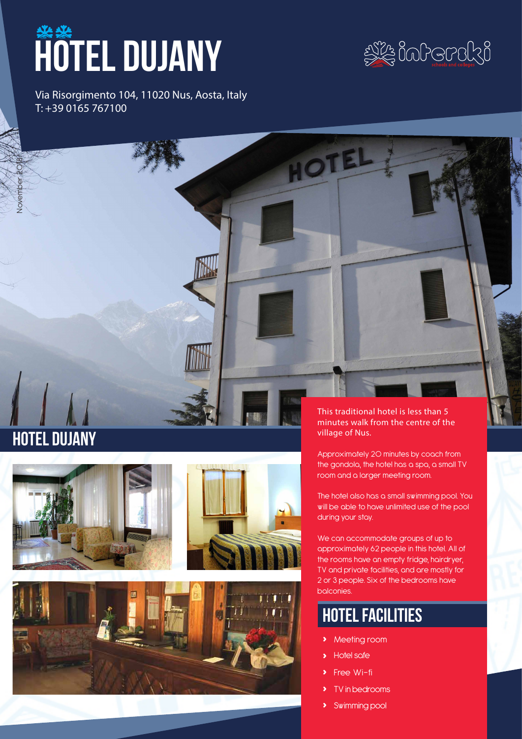# HÔTEL DUJANY

Via Risorgimento 104, 11020 Nus, Aosta, Italy
T: +39 0165 767100

November 2018

## HOTEL DUJANY

This traditional hotel is less than 5 minutes walk from the centre of the village of Nus.

Approximately 20 minutes by coach from the gondola, the hotel has a spa, a small TV room and a larger meeting room.

The hotel also has a small swimming pool. You will be able to have unlimited use of the pool during your stay.

We can accommodate groups of up to approximately 62 people in this hotel. All of the rooms have an empty fridge, hairdryer, TV and private facilities, and are mostly for 2 or 3 people. Six of the bedrooms have balconies.

## HOTEL FACILITIES

- Meeting room
- Hotel safe
- Free Wi-fi
- TV in bedrooms
- Swimming pool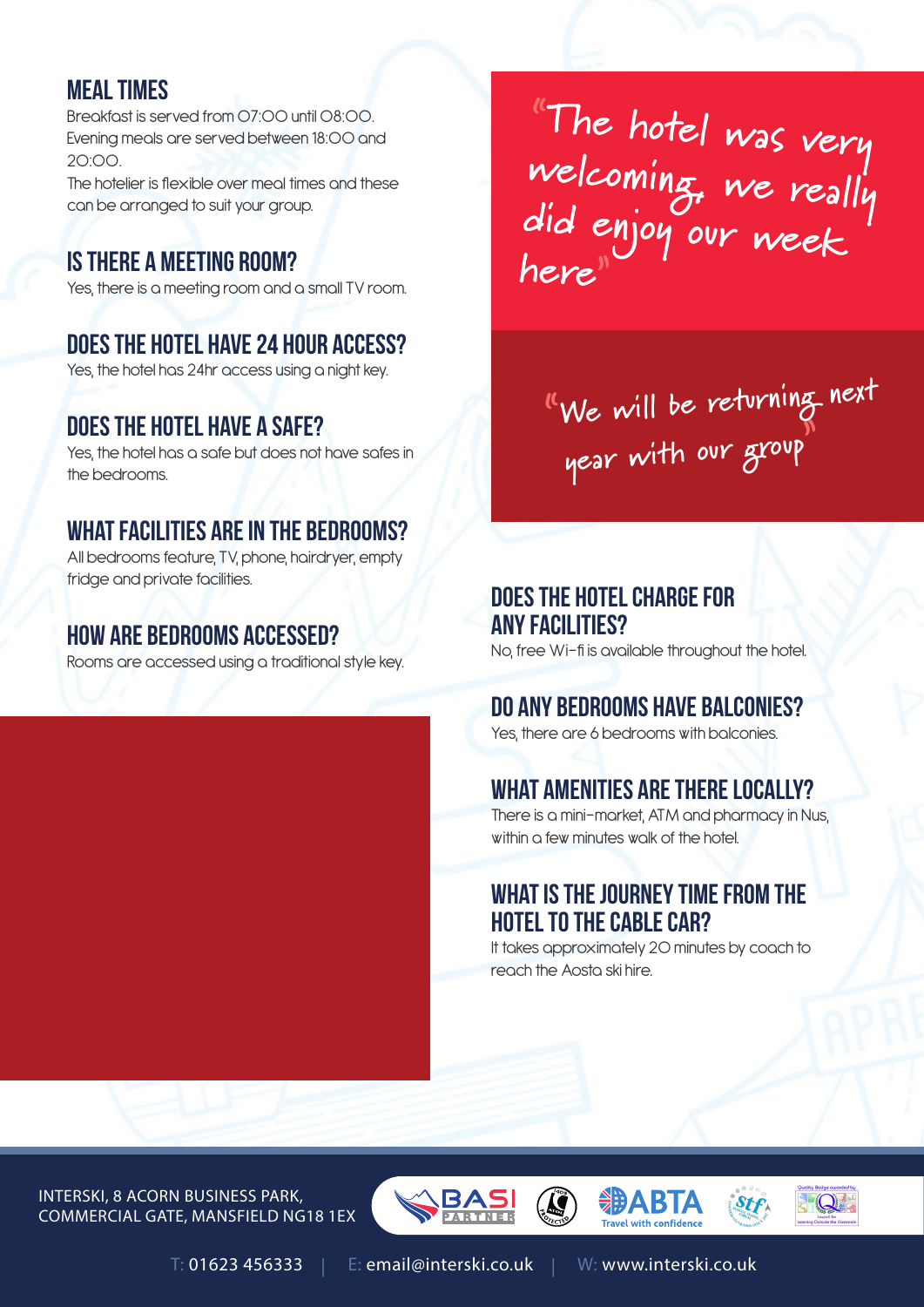## MEAL TIMES

Breakfast is served from 07:00 until 08:00.
Evening meals are served between 18:00 and 20:00.
The hotelier is flexible over meal times and these can be arranged to suit your group.

## IS THERE A MEETING ROOM?

Yes, there is a meeting room and a small TV room.

## DOES THE HOTEL HAVE 24 HOUR ACCESS?

Yes, the hotel has 24hr access using a night key.

## DOES THE HOTEL HAVE A SAFE?

Yes, the hotel has a safe but does not have safes in the bedrooms.

## WHAT FACILITIES ARE IN THE BEDROOMS?

All bedrooms feature, TV, phone, hairdryer, empty fridge and private facilities.

## HOW ARE BEDROOMS ACCESSED?

Rooms are accessed using a traditional style key.

> "The hotel was very welcoming, we really did enjoy our week here"

> "We will be returning next year with our group"

## DOES THE HOTEL CHARGE FOR ANY FACILITIES?

No, free Wi-fi is available throughout the hotel.

## DO ANY BEDROOMS HAVE BALCONIES?

Yes, there are 6 bedrooms with balconies.

## WHAT AMENITIES ARE THERE LOCALLY?

There is a mini-market, ATM and pharmacy in Nus, within a few minutes walk of the hotel.

## WHAT IS THE JOURNEY TIME FROM THE HOTEL TO THE CABLE CAR?

It takes approximately 20 minutes by coach to reach the Aosta ski hire.

INTERSKI, 8 ACORN BUSINESS PARK, COMMERCIAL GATE, MANSFIELD NG18 1EX

BASI PARTNER | ATOL PROTECTED | ABTA Travel with confidence | STF | Quality Badge awarded by Council for Learning Outside the Classroom

T: 01623 456333 | E: email@interski.co.uk | W: www.interski.co.uk